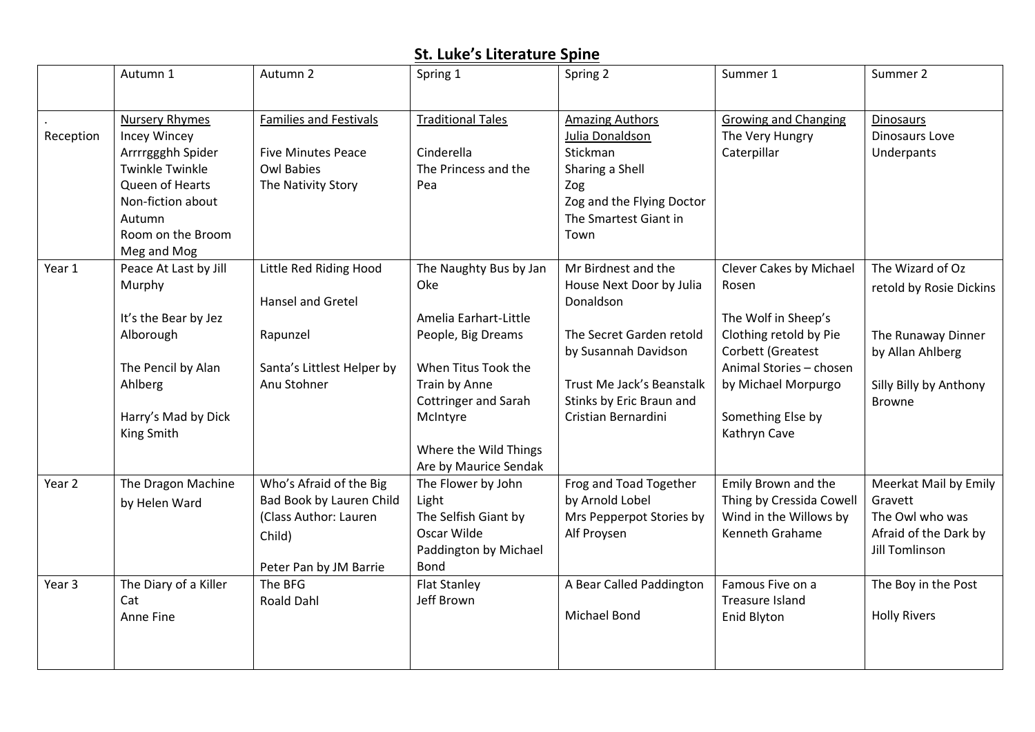# St. Luke's Literature Spine

| | Autumn 1 | Autumn 2 | Spring 1 | Spring 2 | Summer 1 | Summer 2 |
|---|---|---|---|---|---|---|
| . Reception | Nursery Rhymes<br>Incey Wincey<br>Arrrrggghh Spider<br>Twinkle Twinkle<br>Queen of Hearts<br>Non-fiction about Autumn<br>Room on the Broom<br>Meg and Mog | Families and Festivals<br><br>Five Minutes Peace<br>Owl Babies<br>The Nativity Story | Traditional Tales<br><br>Cinderella<br>The Princess and the Pea | Amazing Authors<br>Julia Donaldson<br>Stickman<br>Sharing a Shell<br>Zog<br>Zog and the Flying Doctor<br>The Smartest Giant in Town | Growing and Changing<br>The Very Hungry Caterpillar | Dinosaurs<br>Dinosaurs Love Underpants |
| Year 1 | Peace At Last by Jill Murphy<br><br>It's the Bear by Jez Alborough<br><br>The Pencil by Alan Ahlberg<br><br>Harry's Mad by Dick King Smith | Little Red Riding Hood<br><br>Hansel and Gretel<br><br>Rapunzel<br><br>Santa's Littlest Helper by Anu Stohner | The Naughty Bus by Jan Oke<br><br>Amelia Earhart-Little People, Big Dreams<br><br>When Titus Took the Train by Anne Cottringer and Sarah McIntyre<br><br>Where the Wild Things Are by Maurice Sendak | Mr Birdnest and the House Next Door by Julia Donaldson<br><br>The Secret Garden retold by Susannah Davidson<br><br>Trust Me Jack's Beanstalk Stinks by Eric Braun and Cristian Bernardini | Clever Cakes by Michael Rosen<br><br>The Wolf in Sheep's Clothing retold by Pie Corbett (Greatest Animal Stories – chosen by Michael Morpurgo<br><br>Something Else by Kathryn Cave | The Wizard of Oz retold by Rosie Dickins<br><br>The Runaway Dinner by Allan Ahlberg<br><br>Silly Billy by Anthony Browne |
| Year 2 | The Dragon Machine by Helen Ward | Who's Afraid of the Big Bad Book by Lauren Child (Class Author: Lauren Child)<br><br>Peter Pan by JM Barrie | The Flower by John Light<br>The Selfish Giant by Oscar Wilde<br>Paddington by Michael Bond | Frog and Toad Together by Arnold Lobel<br>Mrs Pepperpot Stories by Alf Proysen | Emily Brown and the Thing by Cressida Cowell<br>Wind in the Willows by Kenneth Grahame | Meerkat Mail by Emily Gravett<br>The Owl who was Afraid of the Dark by Jill Tomlinson |
| Year 3 | The Diary of a Killer Cat<br>Anne Fine | The BFG<br>Roald Dahl | Flat Stanley<br>Jeff Brown | A Bear Called Paddington<br><br>Michael Bond | Famous Five on a Treasure Island<br>Enid Blyton | The Boy in the Post<br><br>Holly Rivers |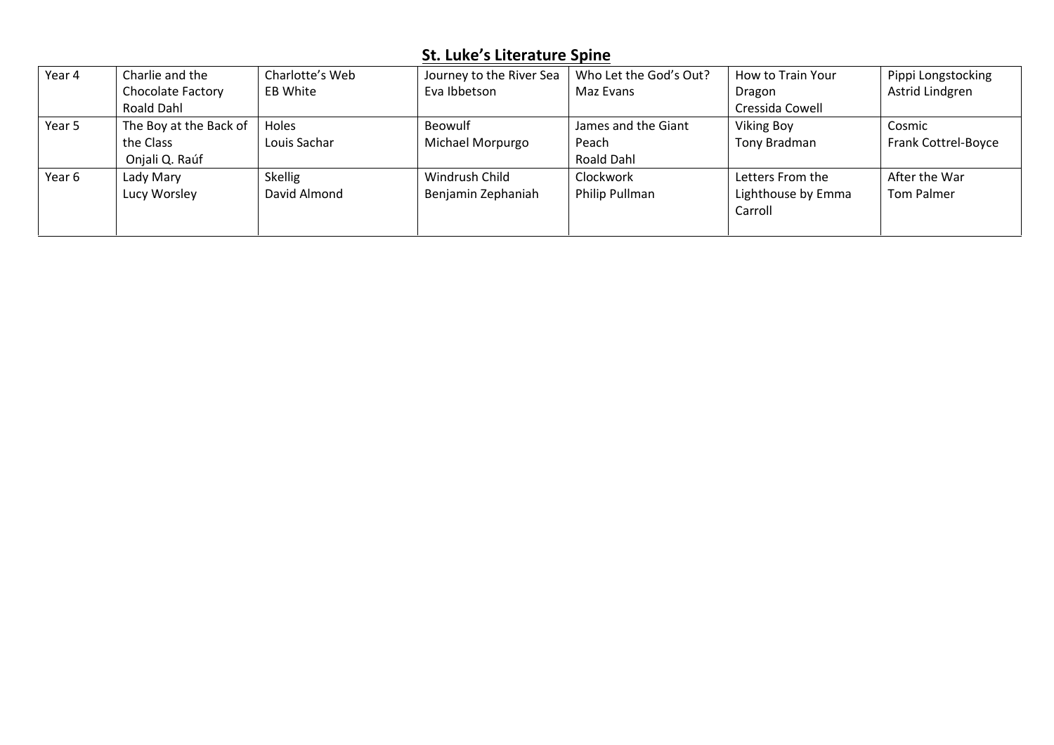## St. Luke's Literature Spine

| | | | | | | |
|---|---|---|---|---|---|---|
| Year 4 | Charlie and the Chocolate Factory Roald Dahl | Charlotte's Web EB White | Journey to the River Sea Eva Ibbetson | Who Let the God's Out? Maz Evans | How to Train Your Dragon Cressida Cowell | Pippi Longstocking Astrid Lindgren |
| Year 5 | The Boy at the Back of the Class Onjali Q. Raúf | Holes Louis Sachar | Beowulf Michael Morpurgo | James and the Giant Peach Roald Dahl | Viking Boy Tony Bradman | Cosmic Frank Cottrel-Boyce |
| Year 6 | Lady Mary Lucy Worsley | Skellig David Almond | Windrush Child Benjamin Zephaniah | Clockwork Philip Pullman | Letters From the Lighthouse by Emma Carroll | After the War Tom Palmer |